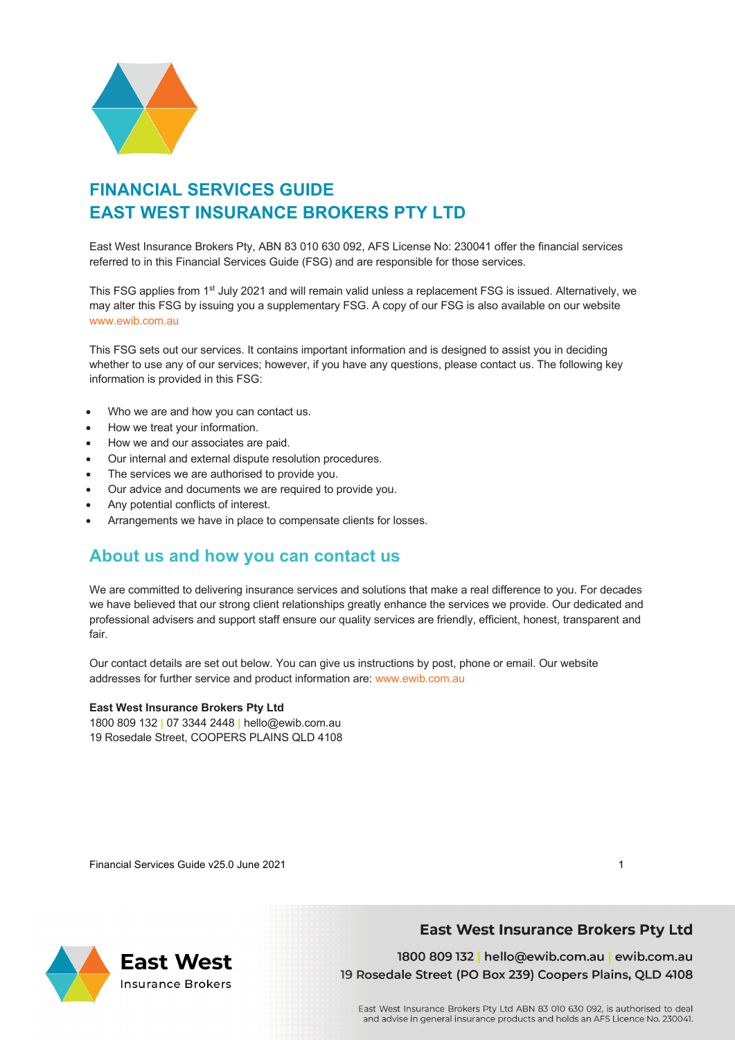# FINANCIAL SERVICES GUIDE
# EAST WEST INSURANCE BROKERS PTY LTD

East West Insurance Brokers Pty, ABN 83 010 630 092, AFS License No: 230041 offer the financial services referred to in this Financial Services Guide (FSG) and are responsible for those services.

This FSG applies from 1st July 2021 and will remain valid unless a replacement FSG is issued. Alternatively, we may alter this FSG by issuing you a supplementary FSG. A copy of our FSG is also available on our website www.ewib.com.au

This FSG sets out our services. It contains important information and is designed to assist you in deciding whether to use any of our services; however, if you have any questions, please contact us. The following key information is provided in this FSG:

- Who we are and how you can contact us.
- How we treat your information.
- How we and our associates are paid.
- Our internal and external dispute resolution procedures.
- The services we are authorised to provide you.
- Our advice and documents we are required to provide you.
- Any potential conflicts of interest.
- Arrangements we have in place to compensate clients for losses.

## About us and how you can contact us

We are committed to delivering insurance services and solutions that make a real difference to you. For decades we have believed that our strong client relationships greatly enhance the services we provide. Our dedicated and professional advisers and support staff ensure our quality services are friendly, efficient, honest, transparent and fair.

Our contact details are set out below. You can give us instructions by post, phone or email. Our website addresses for further service and product information are: www.ewib.com.au

**East West Insurance Brokers Pty Ltd**
1800 809 132 | 07 3344 2448 | hello@ewib.com.au
19 Rosedale Street, COOPERS PLAINS QLD 4108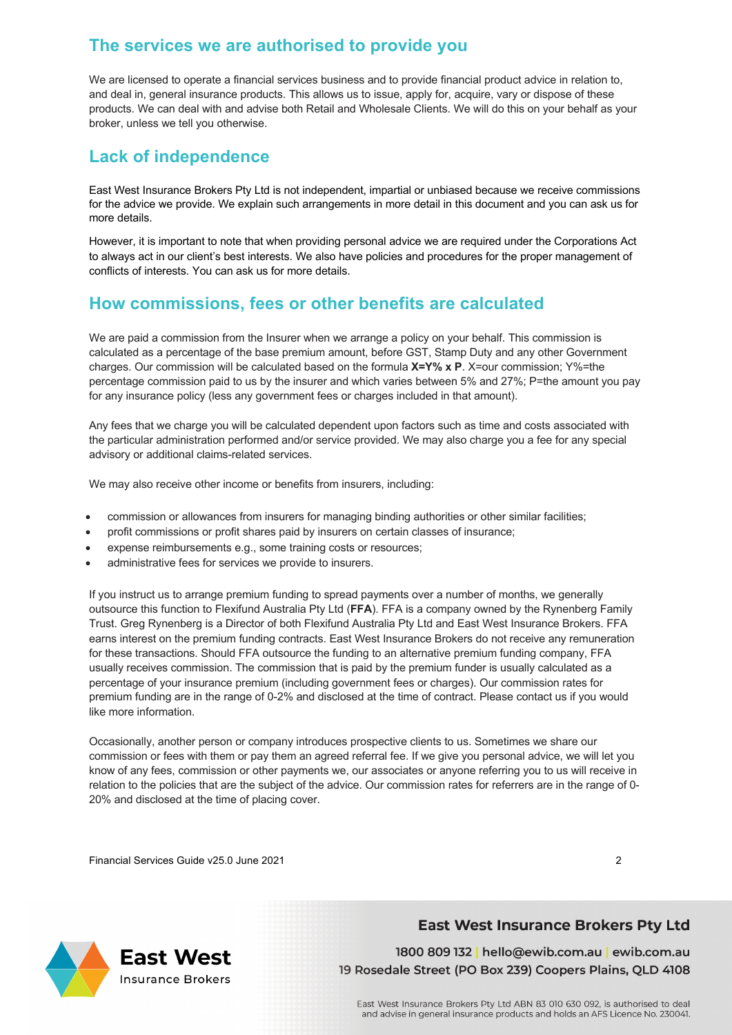## The services we are authorised to provide you

We are licensed to operate a financial services business and to provide financial product advice in relation to, and deal in, general insurance products. This allows us to issue, apply for, acquire, vary or dispose of these products. We can deal with and advise both Retail and Wholesale Clients. We will do this on your behalf as your broker, unless we tell you otherwise.

## Lack of independence

East West Insurance Brokers Pty Ltd is not independent, impartial or unbiased because we receive commissions for the advice we provide. We explain such arrangements in more detail in this document and you can ask us for more details.

However, it is important to note that when providing personal advice we are required under the Corporations Act to always act in our client's best interests. We also have policies and procedures for the proper management of conflicts of interests. You can ask us for more details.

## How commissions, fees or other benefits are calculated

We are paid a commission from the Insurer when we arrange a policy on your behalf. This commission is calculated as a percentage of the base premium amount, before GST, Stamp Duty and any other Government charges. Our commission will be calculated based on the formula **X=Y% x P**. X=our commission; Y%=the percentage commission paid to us by the insurer and which varies between 5% and 27%; P=the amount you pay for any insurance policy (less any government fees or charges included in that amount).

Any fees that we charge you will be calculated dependent upon factors such as time and costs associated with the particular administration performed and/or service provided. We may also charge you a fee for any special advisory or additional claims-related services.

We may also receive other income or benefits from insurers, including:

- commission or allowances from insurers for managing binding authorities or other similar facilities;
- profit commissions or profit shares paid by insurers on certain classes of insurance;
- expense reimbursements e.g., some training costs or resources;
- administrative fees for services we provide to insurers.

If you instruct us to arrange premium funding to spread payments over a number of months, we generally outsource this function to Flexifund Australia Pty Ltd (**FFA**). FFA is a company owned by the Rynenberg Family Trust. Greg Rynenberg is a Director of both Flexifund Australia Pty Ltd and East West Insurance Brokers. FFA earns interest on the premium funding contracts. East West Insurance Brokers do not receive any remuneration for these transactions. Should FFA outsource the funding to an alternative premium funding company, FFA usually receives commission. The commission that is paid by the premium funder is usually calculated as a percentage of your insurance premium (including government fees or charges). Our commission rates for premium funding are in the range of 0-2% and disclosed at the time of contract. Please contact us if you would like more information.

Occasionally, another person or company introduces prospective clients to us. Sometimes we share our commission or fees with them or pay them an agreed referral fee. If we give you personal advice, we will let you know of any fees, commission or other payments we, our associates or anyone referring you to us will receive in relation to the policies that are the subject of the advice. Our commission rates for referrers are in the range of 0-20% and disclosed at the time of placing cover.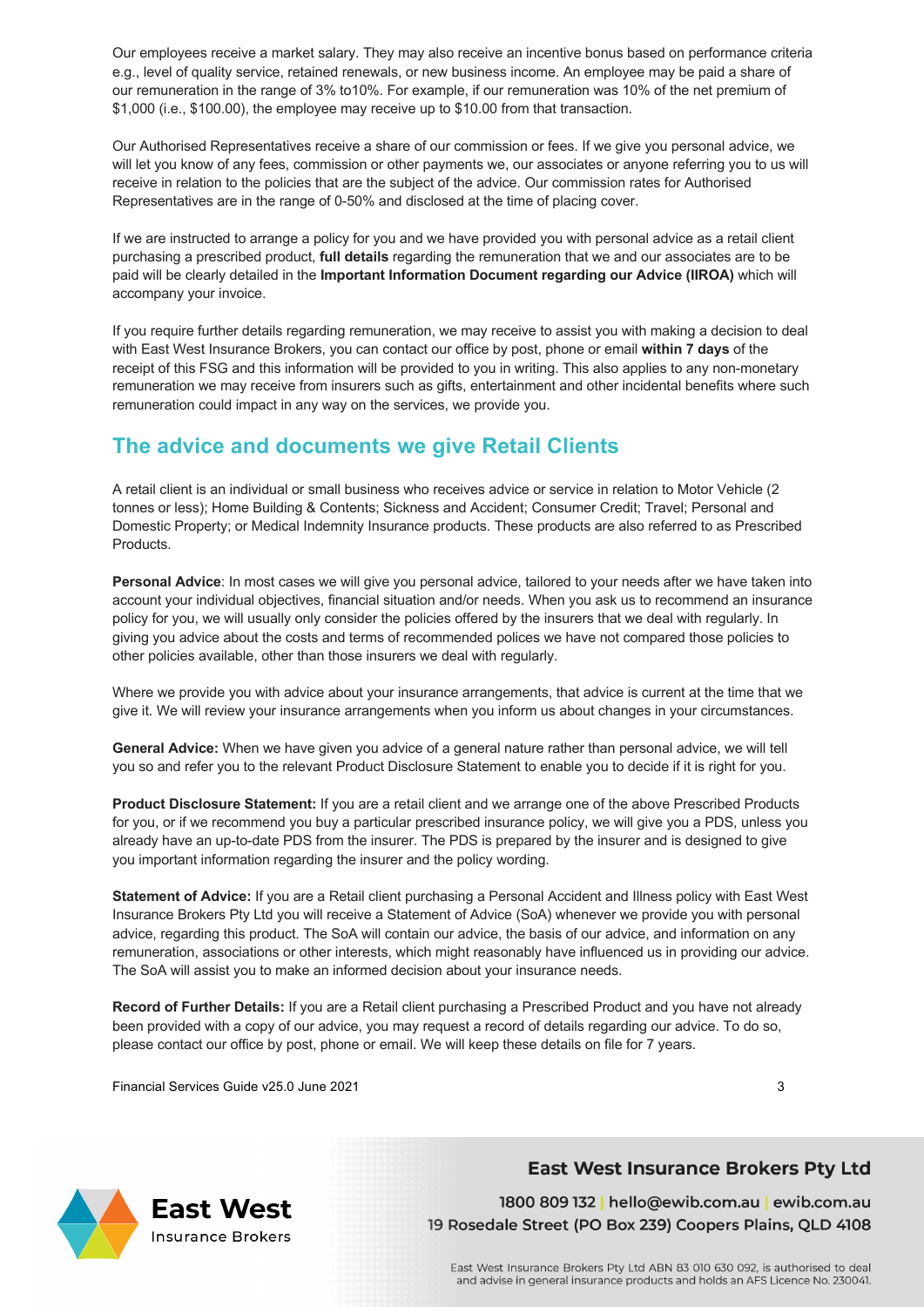Our employees receive a market salary. They may also receive an incentive bonus based on performance criteria e.g., level of quality service, retained renewals, or new business income. An employee may be paid a share of our remuneration in the range of 3% to10%. For example, if our remuneration was 10% of the net premium of $1,000 (i.e., $100.00), the employee may receive up to $10.00 from that transaction.

Our Authorised Representatives receive a share of our commission or fees. If we give you personal advice, we will let you know of any fees, commission or other payments we, our associates or anyone referring you to us will receive in relation to the policies that are the subject of the advice. Our commission rates for Authorised Representatives are in the range of 0-50% and disclosed at the time of placing cover.

If we are instructed to arrange a policy for you and we have provided you with personal advice as a retail client purchasing a prescribed product, **full details** regarding the remuneration that we and our associates are to be paid will be clearly detailed in the **Important Information Document regarding our Advice (IIROA)** which will accompany your invoice.

If you require further details regarding remuneration, we may receive to assist you with making a decision to deal with East West Insurance Brokers, you can contact our office by post, phone or email **within 7 days** of the receipt of this FSG and this information will be provided to you in writing. This also applies to any non-monetary remuneration we may receive from insurers such as gifts, entertainment and other incidental benefits where such remuneration could impact in any way on the services, we provide you.

## The advice and documents we give Retail Clients

A retail client is an individual or small business who receives advice or service in relation to Motor Vehicle (2 tonnes or less); Home Building & Contents; Sickness and Accident; Consumer Credit; Travel; Personal and Domestic Property; or Medical Indemnity Insurance products. These products are also referred to as Prescribed Products.

**Personal Advice**: In most cases we will give you personal advice, tailored to your needs after we have taken into account your individual objectives, financial situation and/or needs. When you ask us to recommend an insurance policy for you, we will usually only consider the policies offered by the insurers that we deal with regularly. In giving you advice about the costs and terms of recommended polices we have not compared those policies to other policies available, other than those insurers we deal with regularly.

Where we provide you with advice about your insurance arrangements, that advice is current at the time that we give it. We will review your insurance arrangements when you inform us about changes in your circumstances.

**General Advice:** When we have given you advice of a general nature rather than personal advice, we will tell you so and refer you to the relevant Product Disclosure Statement to enable you to decide if it is right for you.

**Product Disclosure Statement:** If you are a retail client and we arrange one of the above Prescribed Products for you, or if we recommend you buy a particular prescribed insurance policy, we will give you a PDS, unless you already have an up-to-date PDS from the insurer. The PDS is prepared by the insurer and is designed to give you important information regarding the insurer and the policy wording.

**Statement of Advice:** If you are a Retail client purchasing a Personal Accident and Illness policy with East West Insurance Brokers Pty Ltd you will receive a Statement of Advice (SoA) whenever we provide you with personal advice, regarding this product. The SoA will contain our advice, the basis of our advice, and information on any remuneration, associations or other interests, which might reasonably have influenced us in providing our advice. The SoA will assist you to make an informed decision about your insurance needs.

**Record of Further Details:** If you are a Retail client purchasing a Prescribed Product and you have not already been provided with a copy of our advice, you may request a record of details regarding our advice. To do so, please contact our office by post, phone or email. We will keep these details on file for 7 years.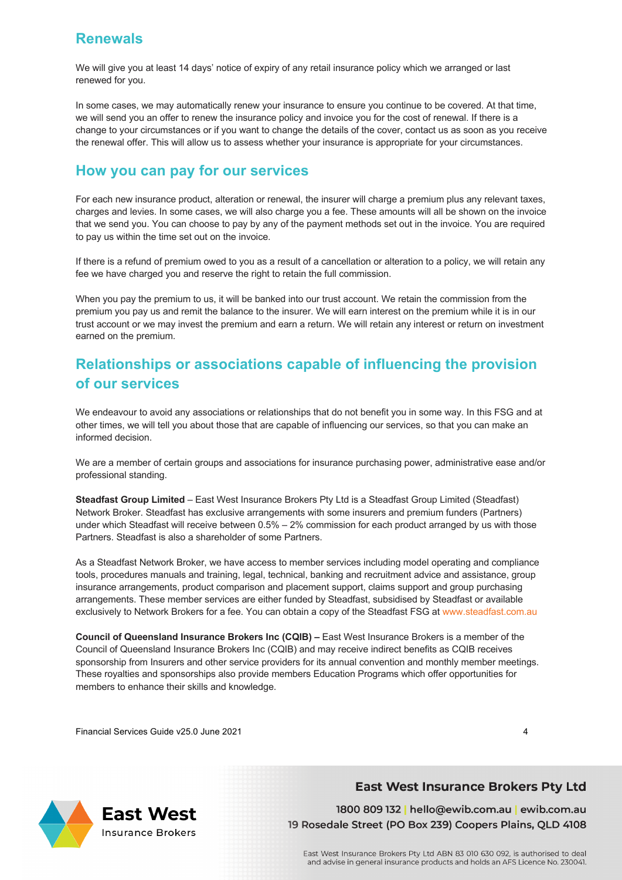## Renewals

We will give you at least 14 days' notice of expiry of any retail insurance policy which we arranged or last renewed for you.

In some cases, we may automatically renew your insurance to ensure you continue to be covered. At that time, we will send you an offer to renew the insurance policy and invoice you for the cost of renewal. If there is a change to your circumstances or if you want to change the details of the cover, contact us as soon as you receive the renewal offer. This will allow us to assess whether your insurance is appropriate for your circumstances.

## How you can pay for our services

For each new insurance product, alteration or renewal, the insurer will charge a premium plus any relevant taxes, charges and levies. In some cases, we will also charge you a fee. These amounts will all be shown on the invoice that we send you. You can choose to pay by any of the payment methods set out in the invoice. You are required to pay us within the time set out on the invoice.

If there is a refund of premium owed to you as a result of a cancellation or alteration to a policy, we will retain any fee we have charged you and reserve the right to retain the full commission.

When you pay the premium to us, it will be banked into our trust account. We retain the commission from the premium you pay us and remit the balance to the insurer. We will earn interest on the premium while it is in our trust account or we may invest the premium and earn a return. We will retain any interest or return on investment earned on the premium.

## Relationships or associations capable of influencing the provision of our services

We endeavour to avoid any associations or relationships that do not benefit you in some way. In this FSG and at other times, we will tell you about those that are capable of influencing our services, so that you can make an informed decision.

We are a member of certain groups and associations for insurance purchasing power, administrative ease and/or professional standing.

**Steadfast Group Limited** – East West Insurance Brokers Pty Ltd is a Steadfast Group Limited (Steadfast) Network Broker. Steadfast has exclusive arrangements with some insurers and premium funders (Partners) under which Steadfast will receive between 0.5% – 2% commission for each product arranged by us with those Partners. Steadfast is also a shareholder of some Partners.

As a Steadfast Network Broker, we have access to member services including model operating and compliance tools, procedures manuals and training, legal, technical, banking and recruitment advice and assistance, group insurance arrangements, product comparison and placement support, claims support and group purchasing arrangements. These member services are either funded by Steadfast, subsidised by Steadfast or available exclusively to Network Brokers for a fee. You can obtain a copy of the Steadfast FSG at www.steadfast.com.au

**Council of Queensland Insurance Brokers Inc (CQIB) –** East West Insurance Brokers is a member of the Council of Queensland Insurance Brokers Inc (CQIB) and may receive indirect benefits as CQIB receives sponsorship from Insurers and other service providers for its annual convention and monthly member meetings. These royalties and sponsorships also provide members Education Programs which offer opportunities for members to enhance their skills and knowledge.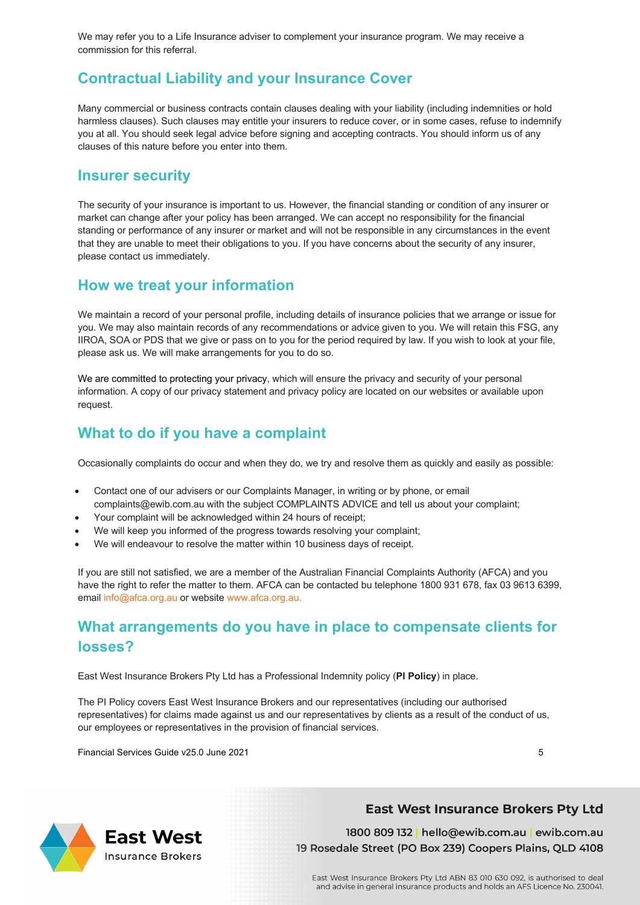We may refer you to a Life Insurance adviser to complement your insurance program. We may receive a commission for this referral.

## Contractual Liability and your Insurance Cover

Many commercial or business contracts contain clauses dealing with your liability (including indemnities or hold harmless clauses). Such clauses may entitle your insurers to reduce cover, or in some cases, refuse to indemnify you at all. You should seek legal advice before signing and accepting contracts. You should inform us of any clauses of this nature before you enter into them.

## Insurer security

The security of your insurance is important to us. However, the financial standing or condition of any insurer or market can change after your policy has been arranged. We can accept no responsibility for the financial standing or performance of any insurer or market and will not be responsible in any circumstances in the event that they are unable to meet their obligations to you. If you have concerns about the security of any insurer, please contact us immediately.

## How we treat your information

We maintain a record of your personal profile, including details of insurance policies that we arrange or issue for you. We may also maintain records of any recommendations or advice given to you. We will retain this FSG, any IIROA, SOA or PDS that we give or pass on to you for the period required by law. If you wish to look at your file, please ask us. We will make arrangements for you to do so.

We are committed to protecting your privacy, which will ensure the privacy and security of your personal information. A copy of our privacy statement and privacy policy are located on our websites or available upon request.

## What to do if you have a complaint

Occasionally complaints do occur and when they do, we try and resolve them as quickly and easily as possible:

- Contact one of our advisers or our Complaints Manager, in writing or by phone, or email complaints@ewib.com.au with the subject COMPLAINTS ADVICE and tell us about your complaint;
- Your complaint will be acknowledged within 24 hours of receipt;
- We will keep you informed of the progress towards resolving your complaint;
- We will endeavour to resolve the matter within 10 business days of receipt.

If you are still not satisfied, we are a member of the Australian Financial Complaints Authority (AFCA) and you have the right to refer the matter to them. AFCA can be contacted bu telephone 1800 931 678, fax 03 9613 6399, email info@afca.org.au or website www.afca.org.au.

## What arrangements do you have in place to compensate clients for losses?

East West Insurance Brokers Pty Ltd has a Professional Indemnity policy (**PI Policy**) in place.

The PI Policy covers East West Insurance Brokers and our representatives (including our authorised representatives) for claims made against us and our representatives by clients as a result of the conduct of us, our employees or representatives in the provision of financial services.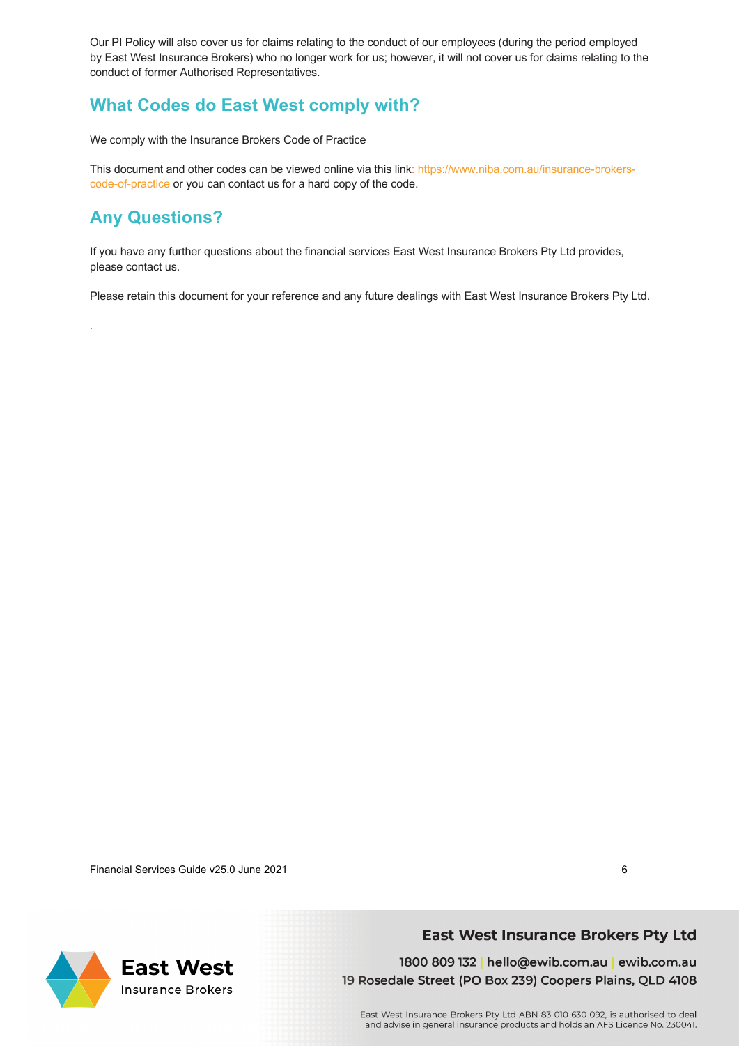Our PI Policy will also cover us for claims relating to the conduct of our employees (during the period employed by East West Insurance Brokers) who no longer work for us; however, it will not cover us for claims relating to the conduct of former Authorised Representatives.

## What Codes do East West comply with?

We comply with the Insurance Brokers Code of Practice

This document and other codes can be viewed online via this link: https://www.niba.com.au/insurance-brokers-code-of-practice or you can contact us for a hard copy of the code.

## Any Questions?

If you have any further questions about the financial services East West Insurance Brokers Pty Ltd provides, please contact us.

Please retain this document for your reference and any future dealings with East West Insurance Brokers Pty Ltd.

**East West Insurance Brokers Pty Ltd**

1800 809 132 | hello@ewib.com.au | ewib.com.au
19 Rosedale Street (PO Box 239) Coopers Plains, QLD 4108

East West Insurance Brokers Pty Ltd ABN 83 010 630 092, is authorised to deal and advise in general insurance products and holds an AFS Licence No. 230041.